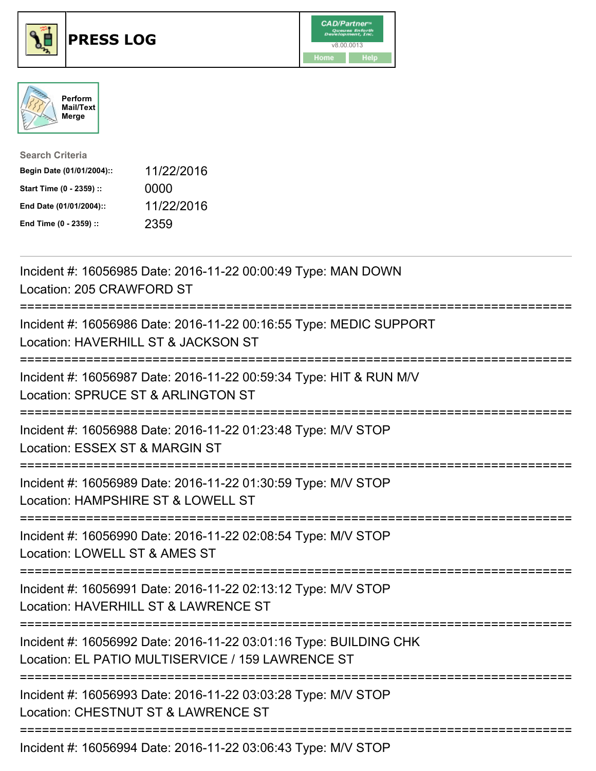# PRESS LOG

CAD/Partner v8.00.0013

Home Help

Perform Mail/Text Merge

**Search Criteria**

| | |
|---|---|
| **Begin Date (01/01/2004)::** | 11/22/2016 |
| **Start Time (0 - 2359) ::** | 0000 |
| **End Date (01/01/2004)::** | 11/22/2016 |
| **End Time (0 - 2359) ::** | 2359 |

---

Incident #: 16056985 Date: 2016-11-22 00:00:49 Type: MAN DOWN
Location: 205 CRAWFORD ST

===========================================================================

Incident #: 16056986 Date: 2016-11-22 00:16:55 Type: MEDIC SUPPORT
Location: HAVERHILL ST & JACKSON ST

===========================================================================

Incident #: 16056987 Date: 2016-11-22 00:59:34 Type: HIT & RUN M/V
Location: SPRUCE ST & ARLINGTON ST

===========================================================================

Incident #: 16056988 Date: 2016-11-22 01:23:48 Type: M/V STOP
Location: ESSEX ST & MARGIN ST

===========================================================================

Incident #: 16056989 Date: 2016-11-22 01:30:59 Type: M/V STOP
Location: HAMPSHIRE ST & LOWELL ST

===========================================================================

Incident #: 16056990 Date: 2016-11-22 02:08:54 Type: M/V STOP
Location: LOWELL ST & AMES ST

===========================================================================

Incident #: 16056991 Date: 2016-11-22 02:13:12 Type: M/V STOP
Location: HAVERHILL ST & LAWRENCE ST

===========================================================================

Incident #: 16056992 Date: 2016-11-22 03:01:16 Type: BUILDING CHK
Location: EL PATIO MULTISERVICE / 159 LAWRENCE ST

===========================================================================

Incident #: 16056993 Date: 2016-11-22 03:03:28 Type: M/V STOP
Location: CHESTNUT ST & LAWRENCE ST

===========================================================================

Incident #: 16056994 Date: 2016-11-22 03:06:43 Type: M/V STOP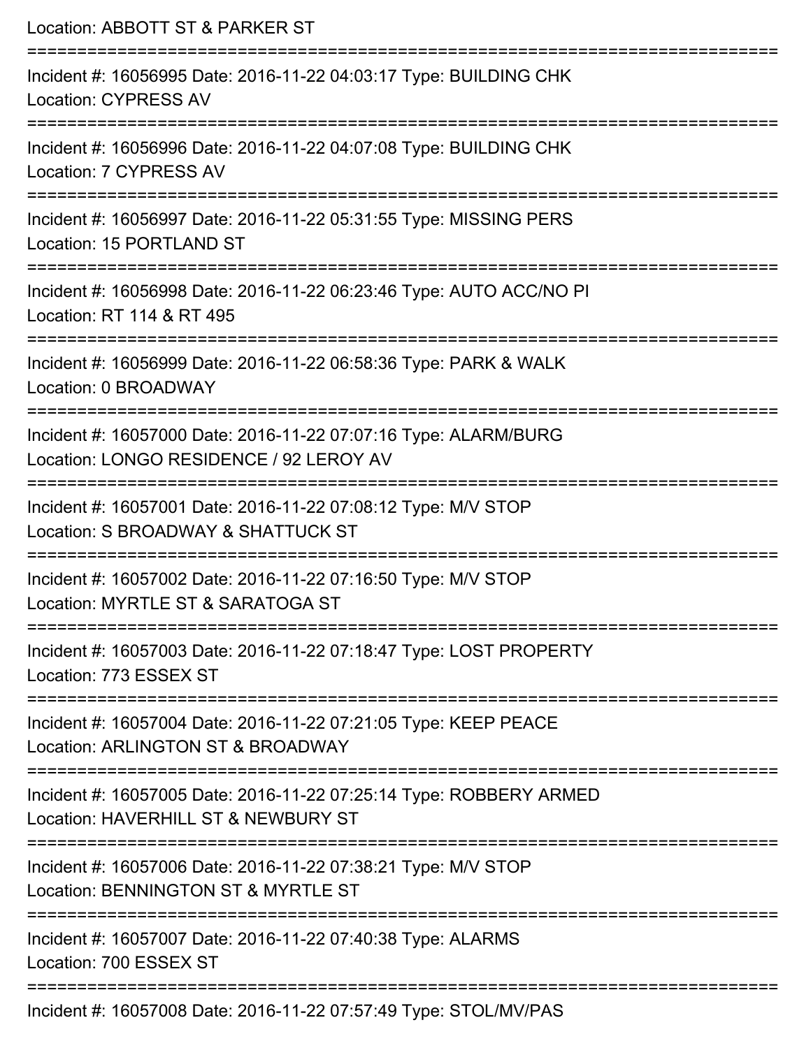Location: ABBOTT ST & PARKER ST

===========================================================================

Incident #: 16056995 Date: 2016-11-22 04:03:17 Type: BUILDING CHK
Location: CYPRESS AV

===========================================================================

Incident #: 16056996 Date: 2016-11-22 04:07:08 Type: BUILDING CHK
Location: 7 CYPRESS AV

===========================================================================

Incident #: 16056997 Date: 2016-11-22 05:31:55 Type: MISSING PERS
Location: 15 PORTLAND ST

===========================================================================

Incident #: 16056998 Date: 2016-11-22 06:23:46 Type: AUTO ACC/NO PI
Location: RT 114 & RT 495

===========================================================================

Incident #: 16056999 Date: 2016-11-22 06:58:36 Type: PARK & WALK
Location: 0 BROADWAY

===========================================================================

Incident #: 16057000 Date: 2016-11-22 07:07:16 Type: ALARM/BURG
Location: LONGO RESIDENCE / 92 LEROY AV

===========================================================================

Incident #: 16057001 Date: 2016-11-22 07:08:12 Type: M/V STOP
Location: S BROADWAY & SHATTUCK ST

===========================================================================

Incident #: 16057002 Date: 2016-11-22 07:16:50 Type: M/V STOP
Location: MYRTLE ST & SARATOGA ST

===========================================================================

Incident #: 16057003 Date: 2016-11-22 07:18:47 Type: LOST PROPERTY
Location: 773 ESSEX ST

===========================================================================

Incident #: 16057004 Date: 2016-11-22 07:21:05 Type: KEEP PEACE
Location: ARLINGTON ST & BROADWAY

===========================================================================

Incident #: 16057005 Date: 2016-11-22 07:25:14 Type: ROBBERY ARMED
Location: HAVERHILL ST & NEWBURY ST

===========================================================================

Incident #: 16057006 Date: 2016-11-22 07:38:21 Type: M/V STOP
Location: BENNINGTON ST & MYRTLE ST

===========================================================================

Incident #: 16057007 Date: 2016-11-22 07:40:38 Type: ALARMS
Location: 700 ESSEX ST

===========================================================================

Incident #: 16057008 Date: 2016-11-22 07:57:49 Type: STOL/MV/PAS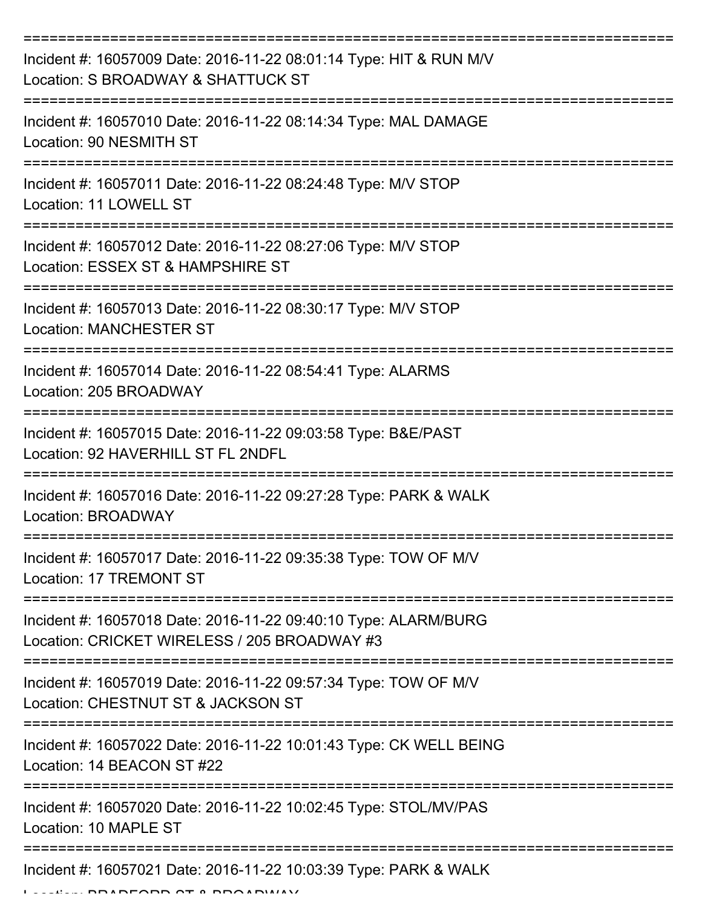===========================================================================
Incident #: 16057009 Date: 2016-11-22 08:01:14 Type: HIT & RUN M/V
Location: S BROADWAY & SHATTUCK ST
===========================================================================
Incident #: 16057010 Date: 2016-11-22 08:14:34 Type: MAL DAMAGE
Location: 90 NESMITH ST
===========================================================================
Incident #: 16057011 Date: 2016-11-22 08:24:48 Type: M/V STOP
Location: 11 LOWELL ST
===========================================================================
Incident #: 16057012 Date: 2016-11-22 08:27:06 Type: M/V STOP
Location: ESSEX ST & HAMPSHIRE ST
===========================================================================
Incident #: 16057013 Date: 2016-11-22 08:30:17 Type: M/V STOP
Location: MANCHESTER ST
===========================================================================
Incident #: 16057014 Date: 2016-11-22 08:54:41 Type: ALARMS
Location: 205 BROADWAY
===========================================================================
Incident #: 16057015 Date: 2016-11-22 09:03:58 Type: B&E/PAST
Location: 92 HAVERHILL ST FL 2NDFL
===========================================================================
Incident #: 16057016 Date: 2016-11-22 09:27:28 Type: PARK & WALK
Location: BROADWAY
===========================================================================
Incident #: 16057017 Date: 2016-11-22 09:35:38 Type: TOW OF M/V
Location: 17 TREMONT ST
===========================================================================
Incident #: 16057018 Date: 2016-11-22 09:40:10 Type: ALARM/BURG
Location: CRICKET WIRELESS / 205 BROADWAY #3
===========================================================================
Incident #: 16057019 Date: 2016-11-22 09:57:34 Type: TOW OF M/V
Location: CHESTNUT ST & JACKSON ST
===========================================================================
Incident #: 16057022 Date: 2016-11-22 10:01:43 Type: CK WELL BEING
Location: 14 BEACON ST #22
===========================================================================
Incident #: 16057020 Date: 2016-11-22 10:02:45 Type: STOL/MV/PAS
Location: 10 MAPLE ST
===========================================================================
Incident #: 16057021 Date: 2016-11-22 10:03:39 Type: PARK & WALK
Location: BRADFORD ST & BROADWAY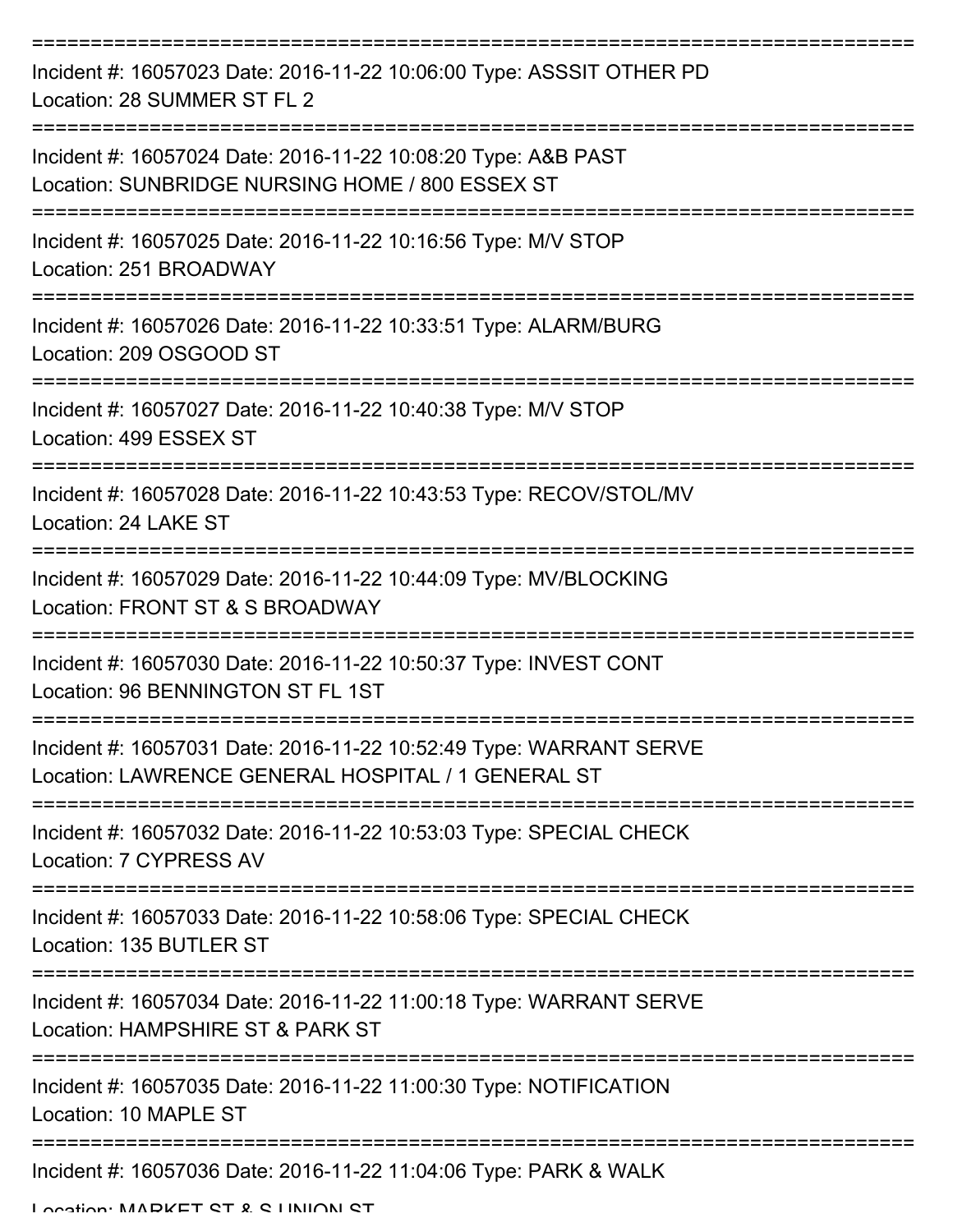===========================================================================

Incident #: 16057023 Date: 2016-11-22 10:06:00 Type: ASSSIT OTHER PD
Location: 28 SUMMER ST FL 2

===========================================================================

Incident #: 16057024 Date: 2016-11-22 10:08:20 Type: A&B PAST
Location: SUNBRIDGE NURSING HOME / 800 ESSEX ST

===========================================================================

Incident #: 16057025 Date: 2016-11-22 10:16:56 Type: M/V STOP
Location: 251 BROADWAY

===========================================================================

Incident #: 16057026 Date: 2016-11-22 10:33:51 Type: ALARM/BURG
Location: 209 OSGOOD ST

===========================================================================

Incident #: 16057027 Date: 2016-11-22 10:40:38 Type: M/V STOP
Location: 499 ESSEX ST

===========================================================================

Incident #: 16057028 Date: 2016-11-22 10:43:53 Type: RECOV/STOL/MV
Location: 24 LAKE ST

===========================================================================

Incident #: 16057029 Date: 2016-11-22 10:44:09 Type: MV/BLOCKING
Location: FRONT ST & S BROADWAY

===========================================================================

Incident #: 16057030 Date: 2016-11-22 10:50:37 Type: INVEST CONT
Location: 96 BENNINGTON ST FL 1ST

===========================================================================

Incident #: 16057031 Date: 2016-11-22 10:52:49 Type: WARRANT SERVE
Location: LAWRENCE GENERAL HOSPITAL / 1 GENERAL ST

===========================================================================

Incident #: 16057032 Date: 2016-11-22 10:53:03 Type: SPECIAL CHECK
Location: 7 CYPRESS AV

===========================================================================

Incident #: 16057033 Date: 2016-11-22 10:58:06 Type: SPECIAL CHECK
Location: 135 BUTLER ST

===========================================================================

Incident #: 16057034 Date: 2016-11-22 11:00:18 Type: WARRANT SERVE
Location: HAMPSHIRE ST & PARK ST

===========================================================================

Incident #: 16057035 Date: 2016-11-22 11:00:30 Type: NOTIFICATION
Location: 10 MAPLE ST

===========================================================================

Incident #: 16057036 Date: 2016-11-22 11:04:06 Type: PARK & WALK
Location: MARKET ST & S UNION ST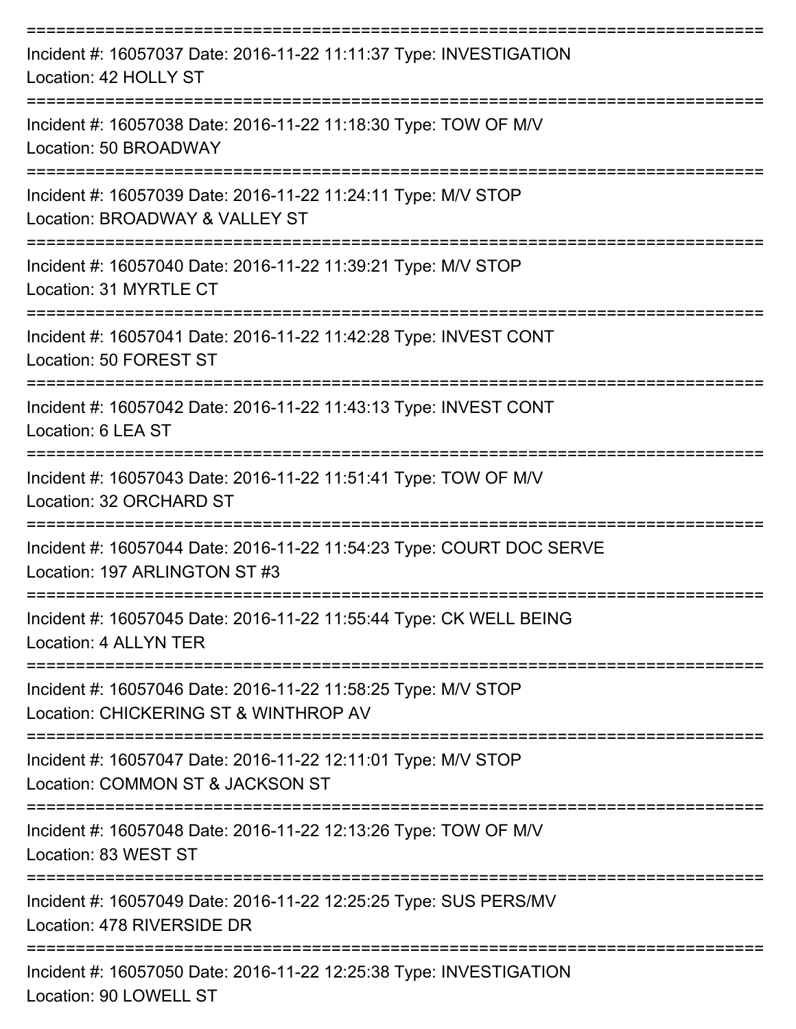===========================================================================

Incident #: 16057037 Date: 2016-11-22 11:11:37 Type: INVESTIGATION
Location: 42 HOLLY ST

===========================================================================

Incident #: 16057038 Date: 2016-11-22 11:18:30 Type: TOW OF M/V
Location: 50 BROADWAY

===========================================================================

Incident #: 16057039 Date: 2016-11-22 11:24:11 Type: M/V STOP
Location: BROADWAY & VALLEY ST

===========================================================================

Incident #: 16057040 Date: 2016-11-22 11:39:21 Type: M/V STOP
Location: 31 MYRTLE CT

===========================================================================

Incident #: 16057041 Date: 2016-11-22 11:42:28 Type: INVEST CONT
Location: 50 FOREST ST

===========================================================================

Incident #: 16057042 Date: 2016-11-22 11:43:13 Type: INVEST CONT
Location: 6 LEA ST

===========================================================================

Incident #: 16057043 Date: 2016-11-22 11:51:41 Type: TOW OF M/V
Location: 32 ORCHARD ST

===========================================================================

Incident #: 16057044 Date: 2016-11-22 11:54:23 Type: COURT DOC SERVE
Location: 197 ARLINGTON ST #3

===========================================================================

Incident #: 16057045 Date: 2016-11-22 11:55:44 Type: CK WELL BEING
Location: 4 ALLYN TER

===========================================================================

Incident #: 16057046 Date: 2016-11-22 11:58:25 Type: M/V STOP
Location: CHICKERING ST & WINTHROP AV

===========================================================================

Incident #: 16057047 Date: 2016-11-22 12:11:01 Type: M/V STOP
Location: COMMON ST & JACKSON ST

===========================================================================

Incident #: 16057048 Date: 2016-11-22 12:13:26 Type: TOW OF M/V
Location: 83 WEST ST

===========================================================================

Incident #: 16057049 Date: 2016-11-22 12:25:25 Type: SUS PERS/MV
Location: 478 RIVERSIDE DR

===========================================================================

Incident #: 16057050 Date: 2016-11-22 12:25:38 Type: INVESTIGATION
Location: 90 LOWELL ST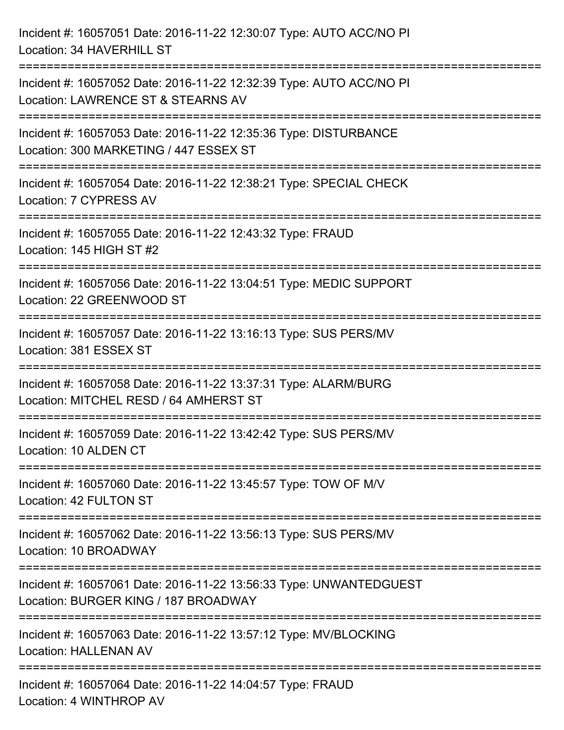Incident #: 16057051 Date: 2016-11-22 12:30:07 Type: AUTO ACC/NO PI
Location: 34 HAVERHILL ST

===========================================================================

Incident #: 16057052 Date: 2016-11-22 12:32:39 Type: AUTO ACC/NO PI
Location: LAWRENCE ST & STEARNS AV

===========================================================================

Incident #: 16057053 Date: 2016-11-22 12:35:36 Type: DISTURBANCE
Location: 300 MARKETING / 447 ESSEX ST

===========================================================================

Incident #: 16057054 Date: 2016-11-22 12:38:21 Type: SPECIAL CHECK
Location: 7 CYPRESS AV

===========================================================================

Incident #: 16057055 Date: 2016-11-22 12:43:32 Type: FRAUD
Location: 145 HIGH ST #2

===========================================================================

Incident #: 16057056 Date: 2016-11-22 13:04:51 Type: MEDIC SUPPORT
Location: 22 GREENWOOD ST

===========================================================================

Incident #: 16057057 Date: 2016-11-22 13:16:13 Type: SUS PERS/MV
Location: 381 ESSEX ST

===========================================================================

Incident #: 16057058 Date: 2016-11-22 13:37:31 Type: ALARM/BURG
Location: MITCHEL RESD / 64 AMHERST ST

===========================================================================

Incident #: 16057059 Date: 2016-11-22 13:42:42 Type: SUS PERS/MV
Location: 10 ALDEN CT

===========================================================================

Incident #: 16057060 Date: 2016-11-22 13:45:57 Type: TOW OF M/V
Location: 42 FULTON ST

===========================================================================

Incident #: 16057062 Date: 2016-11-22 13:56:13 Type: SUS PERS/MV
Location: 10 BROADWAY

===========================================================================

Incident #: 16057061 Date: 2016-11-22 13:56:33 Type: UNWANTEDGUEST
Location: BURGER KING / 187 BROADWAY

===========================================================================

Incident #: 16057063 Date: 2016-11-22 13:57:12 Type: MV/BLOCKING
Location: HALLENAN AV

===========================================================================

Incident #: 16057064 Date: 2016-11-22 14:04:57 Type: FRAUD
Location: 4 WINTHROP AV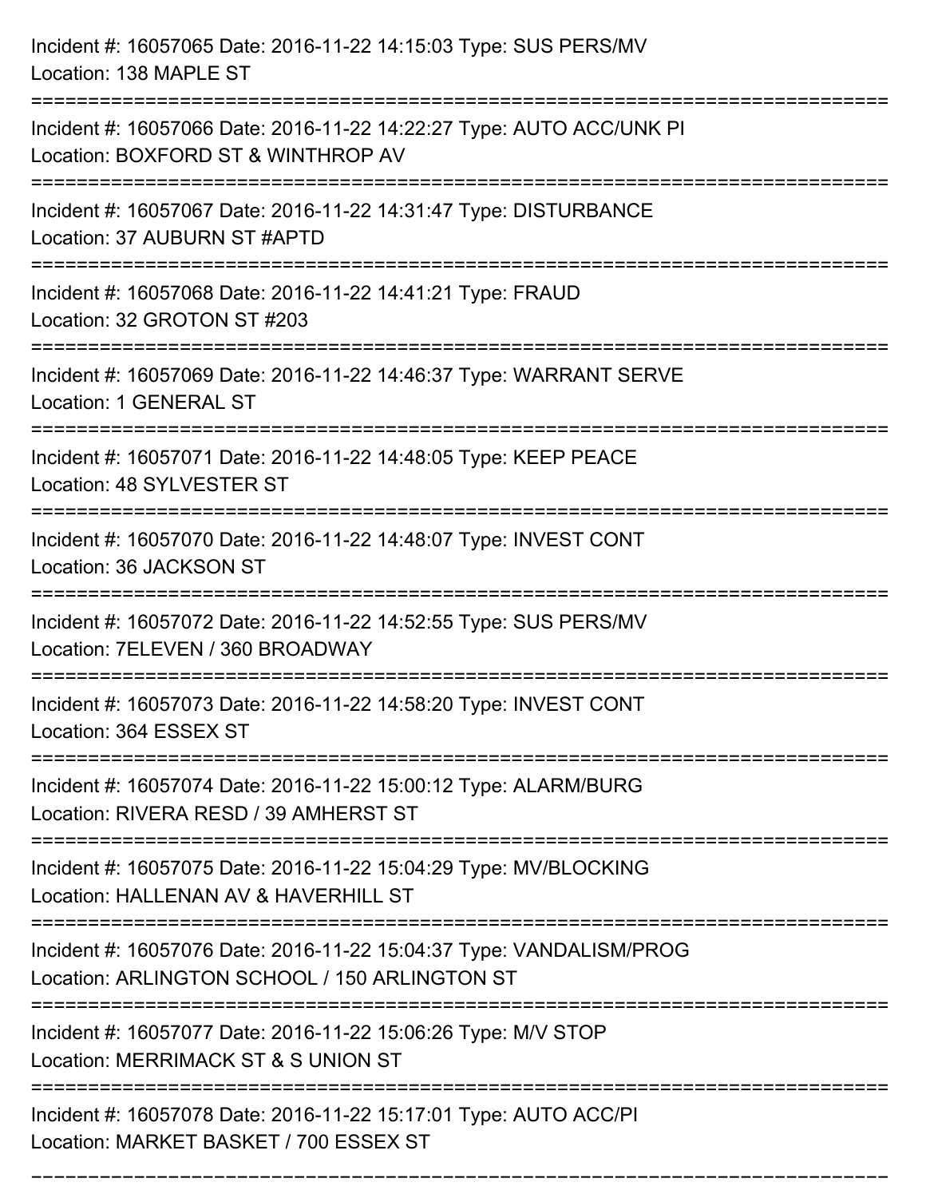Incident #: 16057065 Date: 2016-11-22 14:15:03 Type: SUS PERS/MV
Location: 138 MAPLE ST

===========================================================================

Incident #: 16057066 Date: 2016-11-22 14:22:27 Type: AUTO ACC/UNK PI
Location: BOXFORD ST & WINTHROP AV

===========================================================================

Incident #: 16057067 Date: 2016-11-22 14:31:47 Type: DISTURBANCE
Location: 37 AUBURN ST #APTD

===========================================================================

Incident #: 16057068 Date: 2016-11-22 14:41:21 Type: FRAUD
Location: 32 GROTON ST #203

===========================================================================

Incident #: 16057069 Date: 2016-11-22 14:46:37 Type: WARRANT SERVE
Location: 1 GENERAL ST

===========================================================================

Incident #: 16057071 Date: 2016-11-22 14:48:05 Type: KEEP PEACE
Location: 48 SYLVESTER ST

===========================================================================

Incident #: 16057070 Date: 2016-11-22 14:48:07 Type: INVEST CONT
Location: 36 JACKSON ST

===========================================================================

Incident #: 16057072 Date: 2016-11-22 14:52:55 Type: SUS PERS/MV
Location: 7ELEVEN / 360 BROADWAY

===========================================================================

Incident #: 16057073 Date: 2016-11-22 14:58:20 Type: INVEST CONT
Location: 364 ESSEX ST

===========================================================================

Incident #: 16057074 Date: 2016-11-22 15:00:12 Type: ALARM/BURG
Location: RIVERA RESD / 39 AMHERST ST

===========================================================================

Incident #: 16057075 Date: 2016-11-22 15:04:29 Type: MV/BLOCKING
Location: HALLENAN AV & HAVERHILL ST

===========================================================================

Incident #: 16057076 Date: 2016-11-22 15:04:37 Type: VANDALISM/PROG
Location: ARLINGTON SCHOOL / 150 ARLINGTON ST

===========================================================================

Incident #: 16057077 Date: 2016-11-22 15:06:26 Type: M/V STOP
Location: MERRIMACK ST & S UNION ST

===========================================================================

Incident #: 16057078 Date: 2016-11-22 15:17:01 Type: AUTO ACC/PI
Location: MARKET BASKET / 700 ESSEX ST

===========================================================================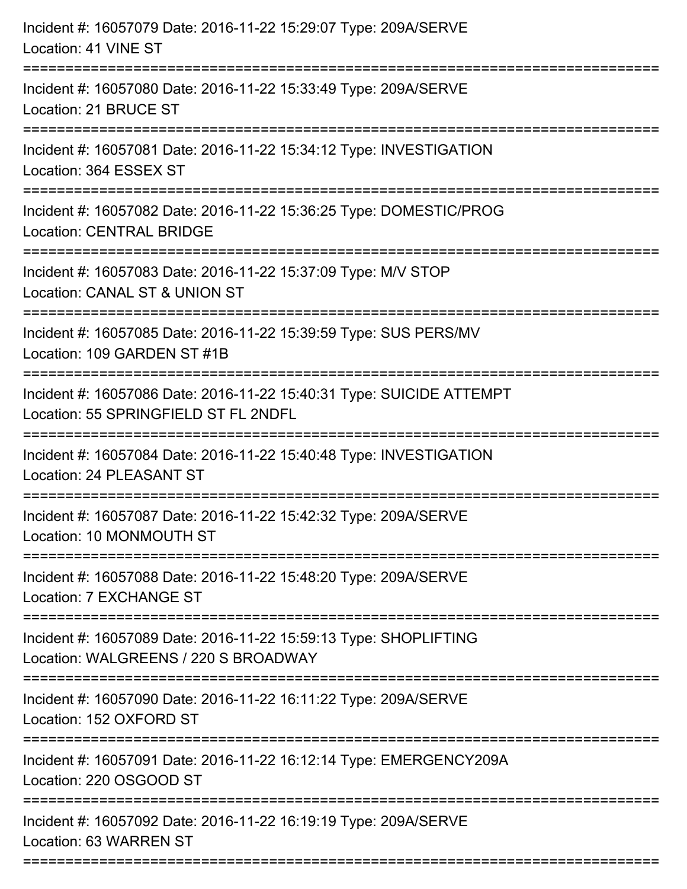Incident #: 16057079 Date: 2016-11-22 15:29:07 Type: 209A/SERVE
Location: 41 VINE ST

===========================================================================

Incident #: 16057080 Date: 2016-11-22 15:33:49 Type: 209A/SERVE
Location: 21 BRUCE ST

===========================================================================

Incident #: 16057081 Date: 2016-11-22 15:34:12 Type: INVESTIGATION
Location: 364 ESSEX ST

===========================================================================

Incident #: 16057082 Date: 2016-11-22 15:36:25 Type: DOMESTIC/PROG
Location: CENTRAL BRIDGE

===========================================================================

Incident #: 16057083 Date: 2016-11-22 15:37:09 Type: M/V STOP
Location: CANAL ST & UNION ST

===========================================================================

Incident #: 16057085 Date: 2016-11-22 15:39:59 Type: SUS PERS/MV
Location: 109 GARDEN ST #1B

===========================================================================

Incident #: 16057086 Date: 2016-11-22 15:40:31 Type: SUICIDE ATTEMPT
Location: 55 SPRINGFIELD ST FL 2NDFL

===========================================================================

Incident #: 16057084 Date: 2016-11-22 15:40:48 Type: INVESTIGATION
Location: 24 PLEASANT ST

===========================================================================

Incident #: 16057087 Date: 2016-11-22 15:42:32 Type: 209A/SERVE
Location: 10 MONMOUTH ST

===========================================================================

Incident #: 16057088 Date: 2016-11-22 15:48:20 Type: 209A/SERVE
Location: 7 EXCHANGE ST

===========================================================================

Incident #: 16057089 Date: 2016-11-22 15:59:13 Type: SHOPLIFTING
Location: WALGREENS / 220 S BROADWAY

===========================================================================

Incident #: 16057090 Date: 2016-11-22 16:11:22 Type: 209A/SERVE
Location: 152 OXFORD ST

===========================================================================

Incident #: 16057091 Date: 2016-11-22 16:12:14 Type: EMERGENCY209A
Location: 220 OSGOOD ST

===========================================================================

Incident #: 16057092 Date: 2016-11-22 16:19:19 Type: 209A/SERVE
Location: 63 WARREN ST

===========================================================================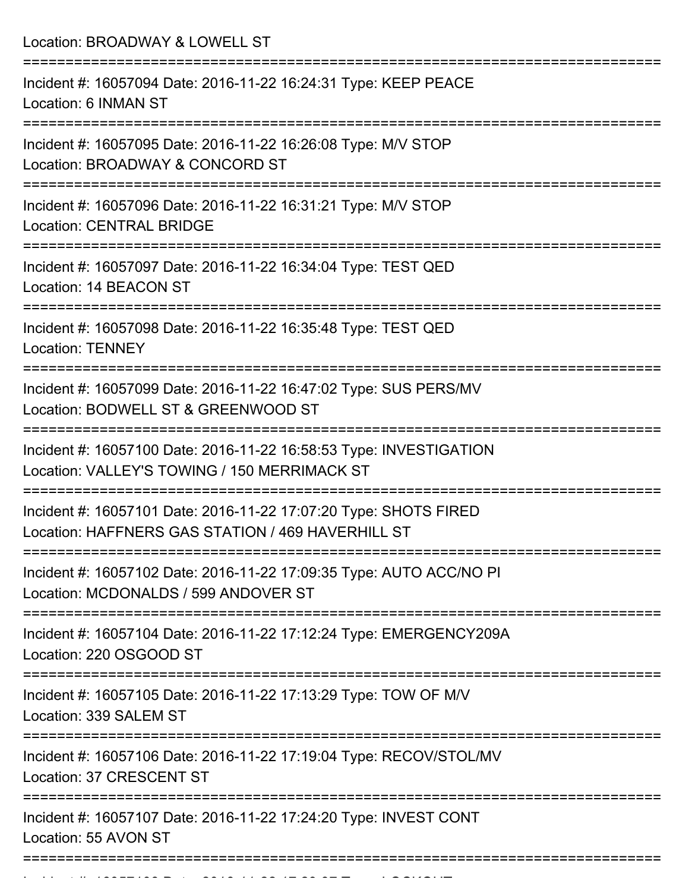Location: BROADWAY & LOWELL ST

===========================================================================

Incident #: 16057094 Date: 2016-11-22 16:24:31 Type: KEEP PEACE

Location: 6 INMAN ST

===========================================================================

Incident #: 16057095 Date: 2016-11-22 16:26:08 Type: M/V STOP

Location: BROADWAY & CONCORD ST

===========================================================================

Incident #: 16057096 Date: 2016-11-22 16:31:21 Type: M/V STOP

Location: CENTRAL BRIDGE

===========================================================================

Incident #: 16057097 Date: 2016-11-22 16:34:04 Type: TEST QED

Location: 14 BEACON ST

===========================================================================

Incident #: 16057098 Date: 2016-11-22 16:35:48 Type: TEST QED

Location: TENNEY

===========================================================================

Incident #: 16057099 Date: 2016-11-22 16:47:02 Type: SUS PERS/MV

Location: BODWELL ST & GREENWOOD ST

===========================================================================

Incident #: 16057100 Date: 2016-11-22 16:58:53 Type: INVESTIGATION

Location: VALLEY'S TOWING / 150 MERRIMACK ST

===========================================================================

Incident #: 16057101 Date: 2016-11-22 17:07:20 Type: SHOTS FIRED

Location: HAFFNERS GAS STATION / 469 HAVERHILL ST

===========================================================================

Incident #: 16057102 Date: 2016-11-22 17:09:35 Type: AUTO ACC/NO PI

Location: MCDONALDS / 599 ANDOVER ST

===========================================================================

Incident #: 16057104 Date: 2016-11-22 17:12:24 Type: EMERGENCY209A

Location: 220 OSGOOD ST

===========================================================================

Incident #: 16057105 Date: 2016-11-22 17:13:29 Type: TOW OF M/V

Location: 339 SALEM ST

===========================================================================

Incident #: 16057106 Date: 2016-11-22 17:19:04 Type: RECOV/STOL/MV

Location: 37 CRESCENT ST

===========================================================================

Incident #: 16057107 Date: 2016-11-22 17:24:20 Type: INVEST CONT

Location: 55 AVON ST

===========================================================================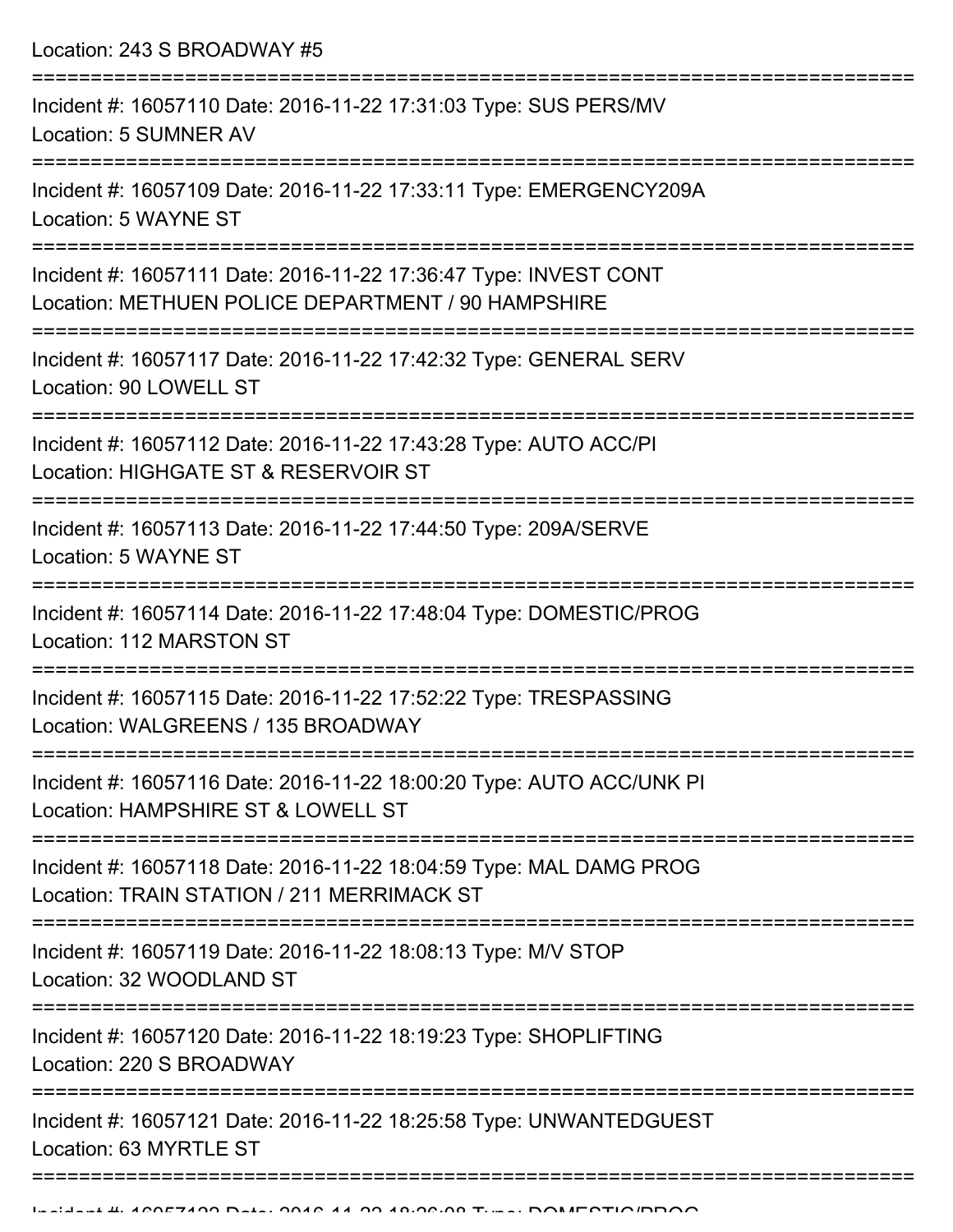Location: 243 S BROADWAY #5

===========================================================================

Incident #: 16057110 Date: 2016-11-22 17:31:03 Type: SUS PERS/MV
Location: 5 SUMNER AV

===========================================================================

Incident #: 16057109 Date: 2016-11-22 17:33:11 Type: EMERGENCY209A
Location: 5 WAYNE ST

===========================================================================

Incident #: 16057111 Date: 2016-11-22 17:36:47 Type: INVEST CONT
Location: METHUEN POLICE DEPARTMENT / 90 HAMPSHIRE

===========================================================================

Incident #: 16057117 Date: 2016-11-22 17:42:32 Type: GENERAL SERV
Location: 90 LOWELL ST

===========================================================================

Incident #: 16057112 Date: 2016-11-22 17:43:28 Type: AUTO ACC/PI
Location: HIGHGATE ST & RESERVOIR ST

===========================================================================

Incident #: 16057113 Date: 2016-11-22 17:44:50 Type: 209A/SERVE
Location: 5 WAYNE ST

===========================================================================

Incident #: 16057114 Date: 2016-11-22 17:48:04 Type: DOMESTIC/PROG
Location: 112 MARSTON ST

===========================================================================

Incident #: 16057115 Date: 2016-11-22 17:52:22 Type: TRESPASSING
Location: WALGREENS / 135 BROADWAY

===========================================================================

Incident #: 16057116 Date: 2016-11-22 18:00:20 Type: AUTO ACC/UNK PI
Location: HAMPSHIRE ST & LOWELL ST

===========================================================================

Incident #: 16057118 Date: 2016-11-22 18:04:59 Type: MAL DAMG PROG
Location: TRAIN STATION / 211 MERRIMACK ST

===========================================================================

Incident #: 16057119 Date: 2016-11-22 18:08:13 Type: M/V STOP
Location: 32 WOODLAND ST

===========================================================================

Incident #: 16057120 Date: 2016-11-22 18:19:23 Type: SHOPLIFTING
Location: 220 S BROADWAY

===========================================================================

Incident #: 16057121 Date: 2016-11-22 18:25:58 Type: UNWANTEDGUEST
Location: 63 MYRTLE ST

===========================================================================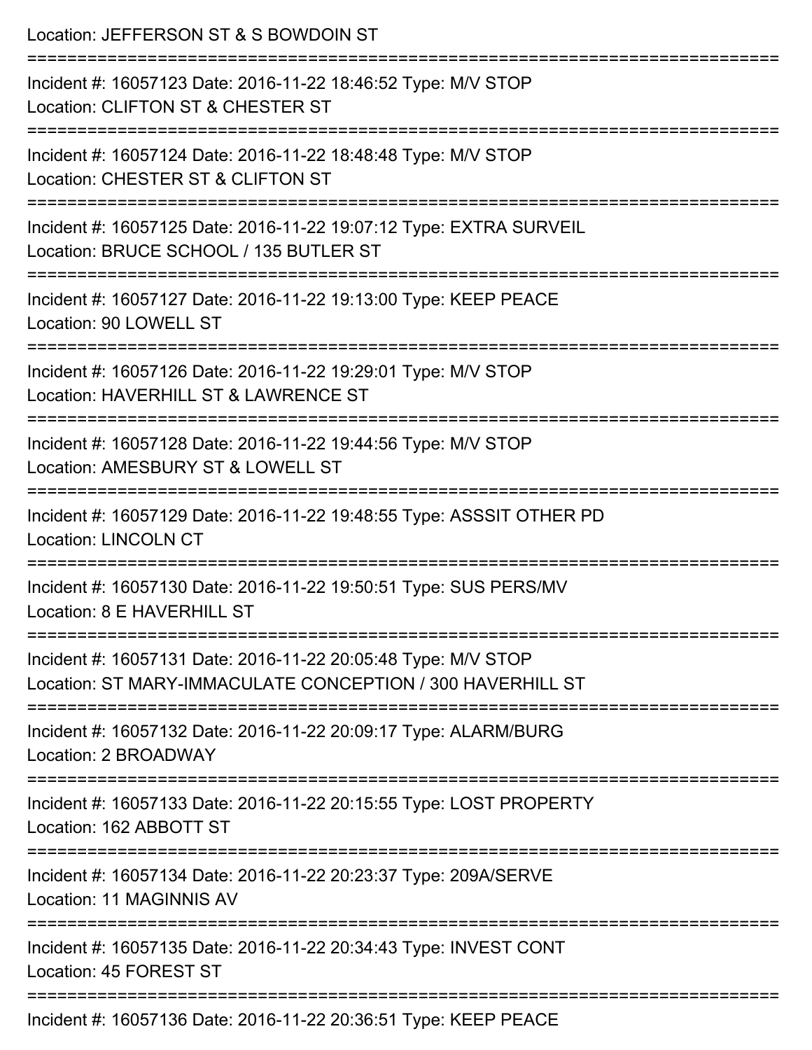Location: JEFFERSON ST & S BOWDOIN ST

===========================================================================

Incident #: 16057123 Date: 2016-11-22 18:46:52 Type: M/V STOP
Location: CLIFTON ST & CHESTER ST

===========================================================================

Incident #: 16057124 Date: 2016-11-22 18:48:48 Type: M/V STOP
Location: CHESTER ST & CLIFTON ST

===========================================================================

Incident #: 16057125 Date: 2016-11-22 19:07:12 Type: EXTRA SURVEIL
Location: BRUCE SCHOOL / 135 BUTLER ST

===========================================================================

Incident #: 16057127 Date: 2016-11-22 19:13:00 Type: KEEP PEACE
Location: 90 LOWELL ST

===========================================================================

Incident #: 16057126 Date: 2016-11-22 19:29:01 Type: M/V STOP
Location: HAVERHILL ST & LAWRENCE ST

===========================================================================

Incident #: 16057128 Date: 2016-11-22 19:44:56 Type: M/V STOP
Location: AMESBURY ST & LOWELL ST

===========================================================================

Incident #: 16057129 Date: 2016-11-22 19:48:55 Type: ASSSIT OTHER PD
Location: LINCOLN CT

===========================================================================

Incident #: 16057130 Date: 2016-11-22 19:50:51 Type: SUS PERS/MV
Location: 8 E HAVERHILL ST

===========================================================================

Incident #: 16057131 Date: 2016-11-22 20:05:48 Type: M/V STOP
Location: ST MARY-IMMACULATE CONCEPTION / 300 HAVERHILL ST

===========================================================================

Incident #: 16057132 Date: 2016-11-22 20:09:17 Type: ALARM/BURG
Location: 2 BROADWAY

===========================================================================

Incident #: 16057133 Date: 2016-11-22 20:15:55 Type: LOST PROPERTY
Location: 162 ABBOTT ST

===========================================================================

Incident #: 16057134 Date: 2016-11-22 20:23:37 Type: 209A/SERVE
Location: 11 MAGINNIS AV

===========================================================================

Incident #: 16057135 Date: 2016-11-22 20:34:43 Type: INVEST CONT
Location: 45 FOREST ST

===========================================================================

Incident #: 16057136 Date: 2016-11-22 20:36:51 Type: KEEP PEACE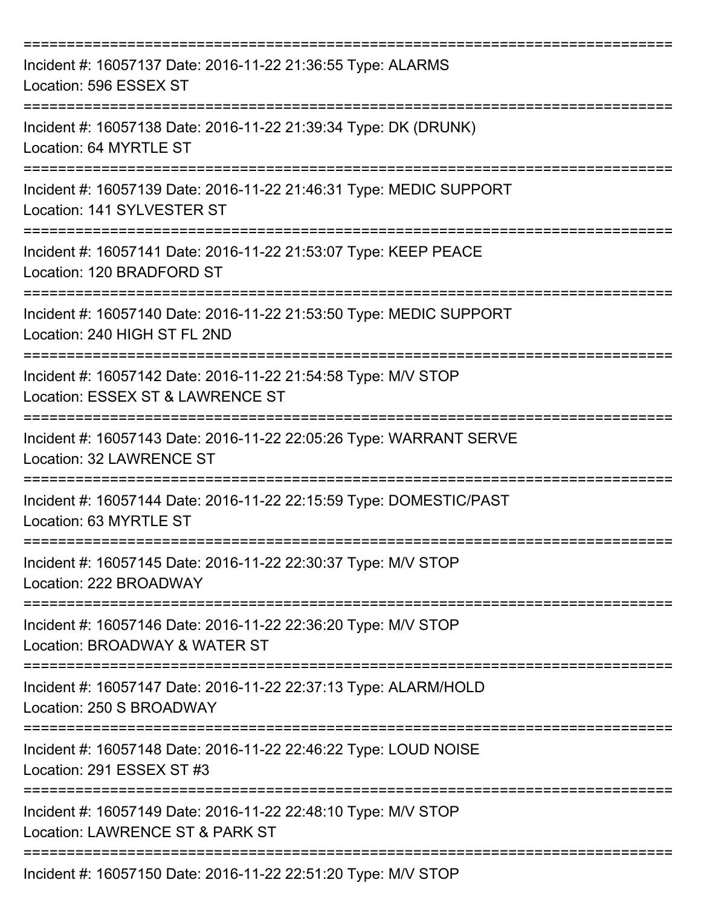Incident #: 16057137 Date: 2016-11-22 21:36:55 Type: ALARMS
Location: 596 ESSEX ST

Incident #: 16057138 Date: 2016-11-22 21:39:34 Type: DK (DRUNK)
Location: 64 MYRTLE ST

Incident #: 16057139 Date: 2016-11-22 21:46:31 Type: MEDIC SUPPORT
Location: 141 SYLVESTER ST

Incident #: 16057141 Date: 2016-11-22 21:53:07 Type: KEEP PEACE
Location: 120 BRADFORD ST

Incident #: 16057140 Date: 2016-11-22 21:53:50 Type: MEDIC SUPPORT
Location: 240 HIGH ST FL 2ND

Incident #: 16057142 Date: 2016-11-22 21:54:58 Type: M/V STOP
Location: ESSEX ST & LAWRENCE ST

Incident #: 16057143 Date: 2016-11-22 22:05:26 Type: WARRANT SERVE
Location: 32 LAWRENCE ST

Incident #: 16057144 Date: 2016-11-22 22:15:59 Type: DOMESTIC/PAST
Location: 63 MYRTLE ST

Incident #: 16057145 Date: 2016-11-22 22:30:37 Type: M/V STOP
Location: 222 BROADWAY

Incident #: 16057146 Date: 2016-11-22 22:36:20 Type: M/V STOP
Location: BROADWAY & WATER ST

Incident #: 16057147 Date: 2016-11-22 22:37:13 Type: ALARM/HOLD
Location: 250 S BROADWAY

Incident #: 16057148 Date: 2016-11-22 22:46:22 Type: LOUD NOISE
Location: 291 ESSEX ST #3

Incident #: 16057149 Date: 2016-11-22 22:48:10 Type: M/V STOP
Location: LAWRENCE ST & PARK ST

Incident #: 16057150 Date: 2016-11-22 22:51:20 Type: M/V STOP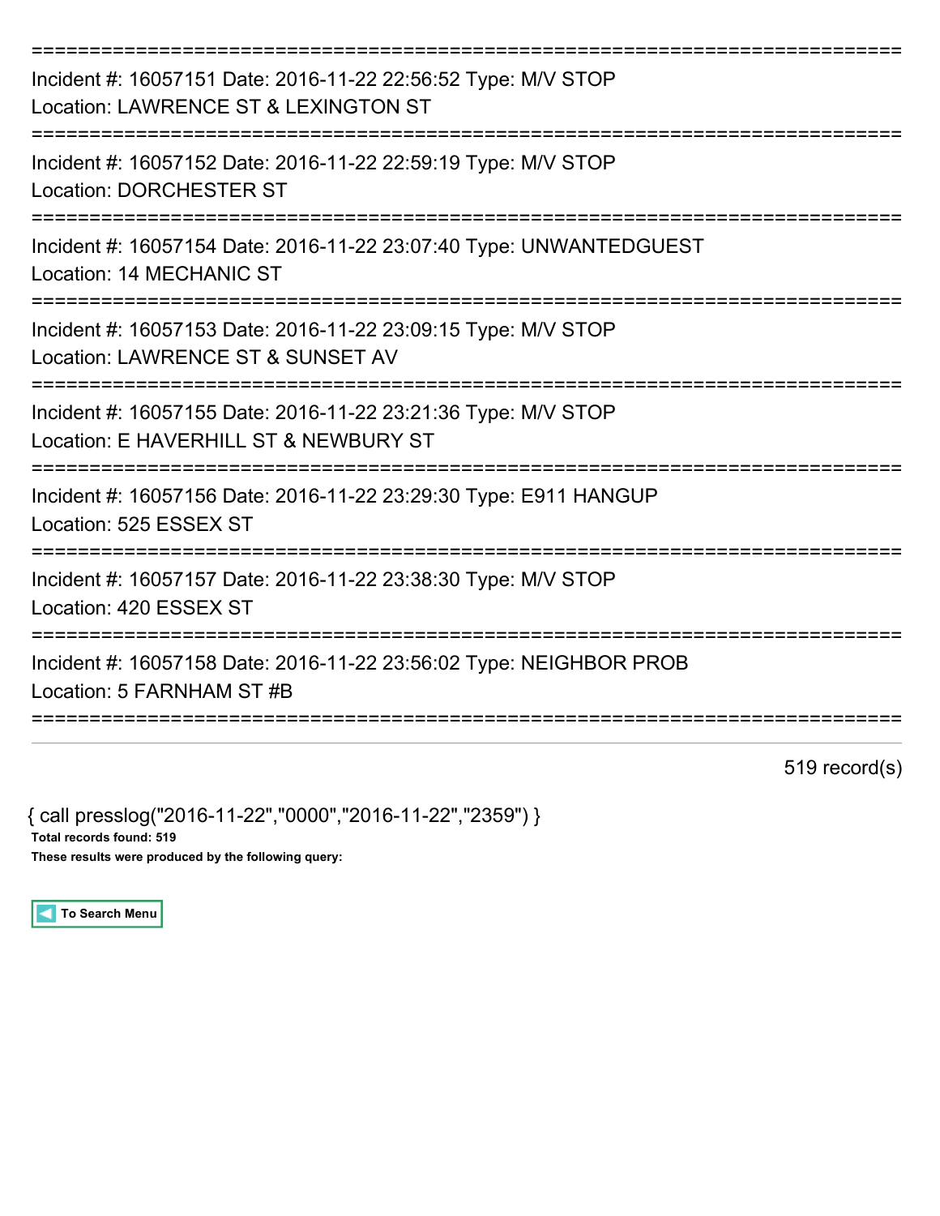===========================================================================

Incident #: 16057151 Date: 2016-11-22 22:56:52 Type: M/V STOP
Location: LAWRENCE ST & LEXINGTON ST

===========================================================================

Incident #: 16057152 Date: 2016-11-22 22:59:19 Type: M/V STOP
Location: DORCHESTER ST

===========================================================================

Incident #: 16057154 Date: 2016-11-22 23:07:40 Type: UNWANTEDGUEST
Location: 14 MECHANIC ST

===========================================================================

Incident #: 16057153 Date: 2016-11-22 23:09:15 Type: M/V STOP
Location: LAWRENCE ST & SUNSET AV

===========================================================================

Incident #: 16057155 Date: 2016-11-22 23:21:36 Type: M/V STOP
Location: E HAVERHILL ST & NEWBURY ST

===========================================================================

Incident #: 16057156 Date: 2016-11-22 23:29:30 Type: E911 HANGUP
Location: 525 ESSEX ST

===========================================================================

Incident #: 16057157 Date: 2016-11-22 23:38:30 Type: M/V STOP
Location: 420 ESSEX ST

===========================================================================

Incident #: 16057158 Date: 2016-11-22 23:56:02 Type: NEIGHBOR PROB
Location: 5 FARNHAM ST #B

===========================================================================

519 record(s)

{ call presslog("2016-11-22","0000","2016-11-22","2359") }

**Total records found: 519**

**These results were produced by the following query:**

To Search Menu